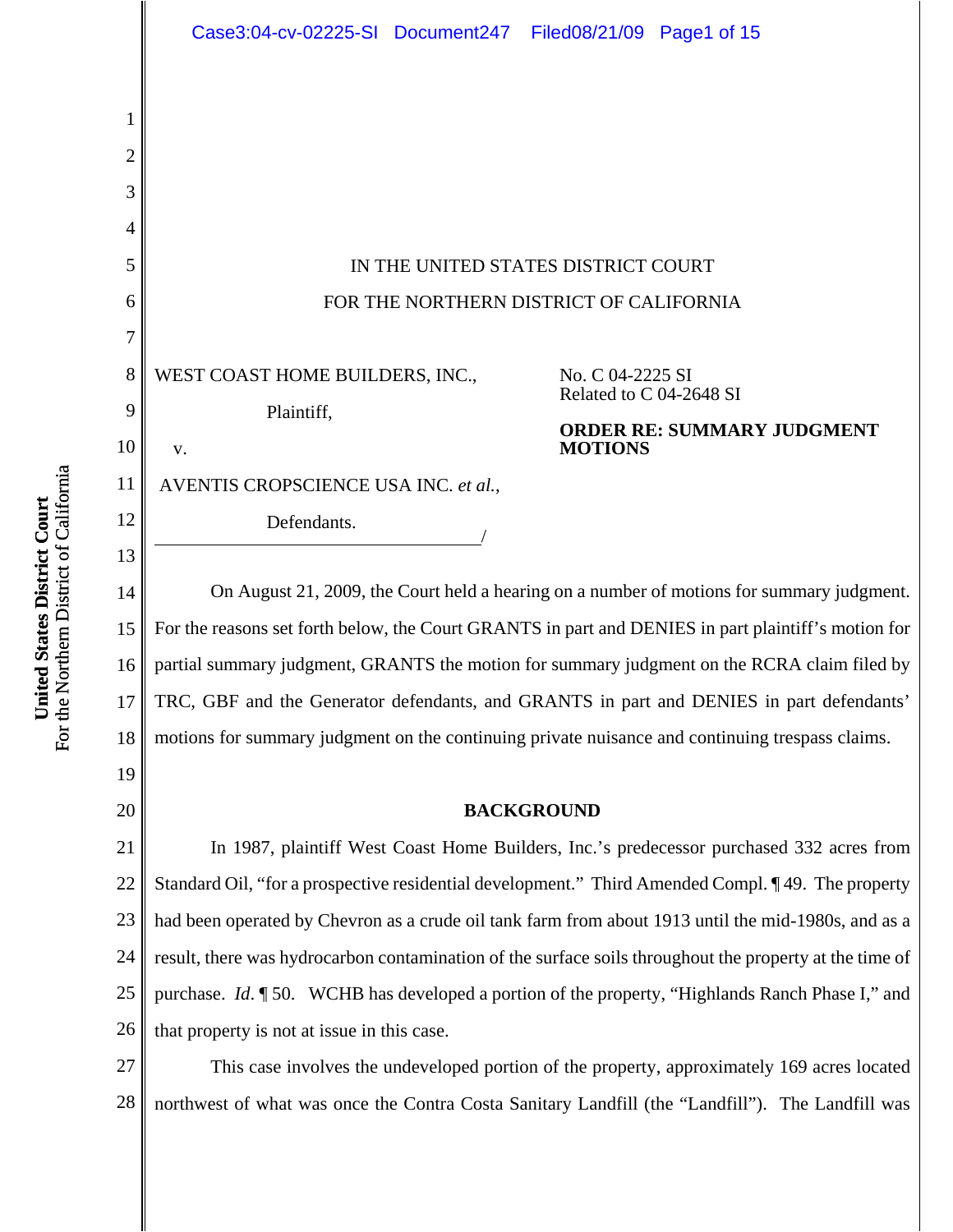IN THE UNITED STATES DISTRICT COURT

FOR THE NORTHERN DISTRICT OF CALIFORNIA

WEST COAST HOME BUILDERS, INC.,

Plaintiff,

v.

AVENTIS CROPSCIENCE USA INC. *et al.*,

Defendants.

/

No. C 04-2225 SI
Related to C 04-2648 SI

**ORDER RE: SUMMARY JUDGMENT MOTIONS**

On August 21, 2009, the Court held a hearing on a number of motions for summary judgment. For the reasons set forth below, the Court GRANTS in part and DENIES in part plaintiff's motion for partial summary judgment, GRANTS the motion for summary judgment on the RCRA claim filed by TRC, GBF and the Generator defendants, and GRANTS in part and DENIES in part defendants' motions for summary judgment on the continuing private nuisance and continuing trespass claims.

## BACKGROUND

In 1987, plaintiff West Coast Home Builders, Inc.'s predecessor purchased 332 acres from Standard Oil, "for a prospective residential development." Third Amended Compl. ¶ 49. The property had been operated by Chevron as a crude oil tank farm from about 1913 until the mid-1980s, and as a result, there was hydrocarbon contamination of the surface soils throughout the property at the time of purchase. *Id*. ¶ 50. WCHB has developed a portion of the property, "Highlands Ranch Phase I," and that property is not at issue in this case.

This case involves the undeveloped portion of the property, approximately 169 acres located northwest of what was once the Contra Costa Sanitary Landfill (the "Landfill"). The Landfill was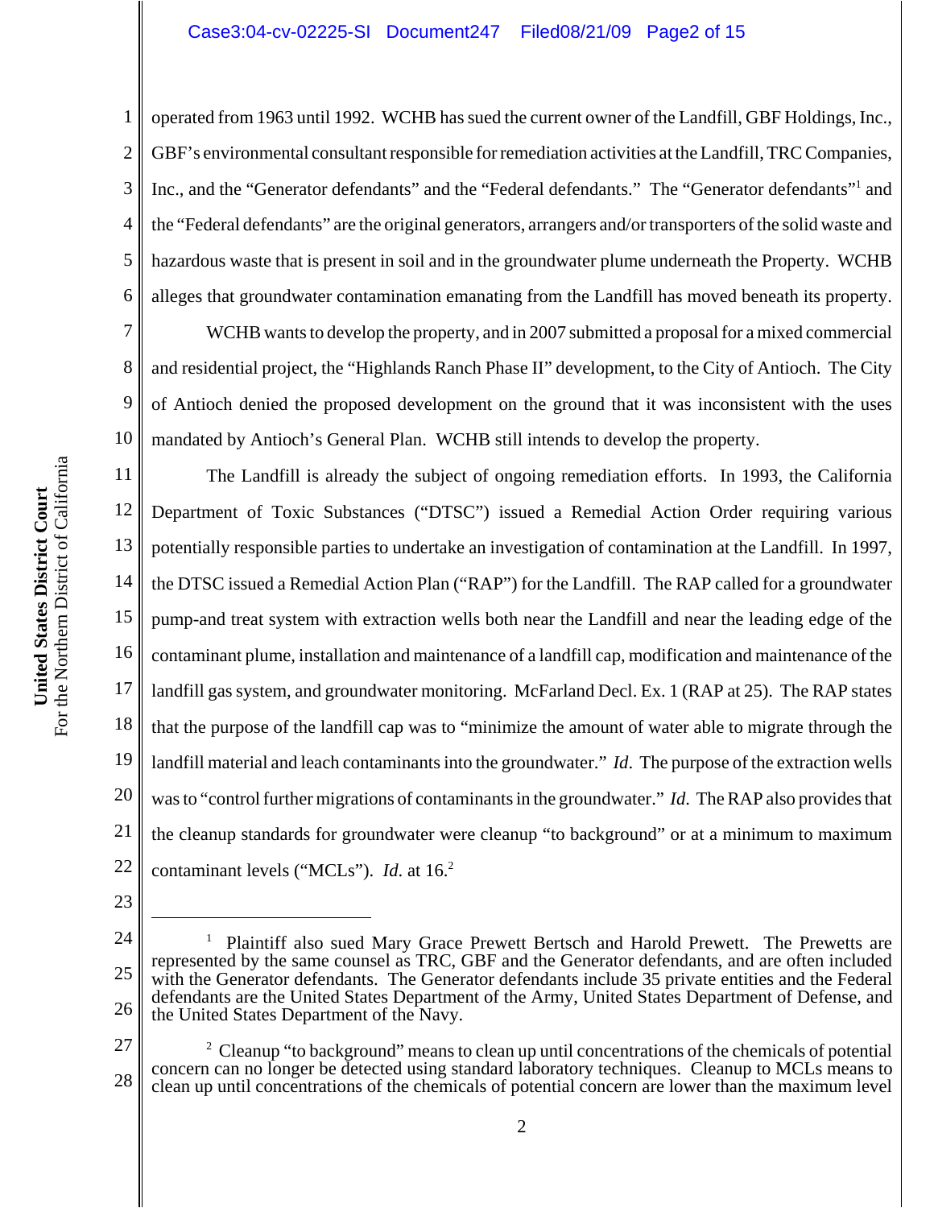operated from 1963 until 1992. WCHB has sued the current owner of the Landfill, GBF Holdings, Inc., GBF's environmental consultant responsible for remediation activities at the Landfill, TRC Companies, Inc., and the "Generator defendants" and the "Federal defendants." The "Generator defendants"[1] and the "Federal defendants" are the original generators, arrangers and/or transporters of the solid waste and hazardous waste that is present in soil and in the groundwater plume underneath the Property. WCHB alleges that groundwater contamination emanating from the Landfill has moved beneath its property.

WCHB wants to develop the property, and in 2007 submitted a proposal for a mixed commercial and residential project, the "Highlands Ranch Phase II" development, to the City of Antioch. The City of Antioch denied the proposed development on the ground that it was inconsistent with the uses mandated by Antioch's General Plan. WCHB still intends to develop the property.

The Landfill is already the subject of ongoing remediation efforts. In 1993, the California Department of Toxic Substances ("DTSC") issued a Remedial Action Order requiring various potentially responsible parties to undertake an investigation of contamination at the Landfill. In 1997, the DTSC issued a Remedial Action Plan ("RAP") for the Landfill. The RAP called for a groundwater pump-and treat system with extraction wells both near the Landfill and near the leading edge of the contaminant plume, installation and maintenance of a landfill cap, modification and maintenance of the landfill gas system, and groundwater monitoring. McFarland Decl. Ex. 1 (RAP at 25). The RAP states that the purpose of the landfill cap was to "minimize the amount of water able to migrate through the landfill material and leach contaminants into the groundwater." *Id*. The purpose of the extraction wells was to "control further migrations of contaminants in the groundwater." *Id*. The RAP also provides that the cleanup standards for groundwater were cleanup "to background" or at a minimum to maximum contaminant levels ("MCLs"). *Id*. at 16.[2]

---

[1] Plaintiff also sued Mary Grace Prewett Bertsch and Harold Prewett. The Prewetts are represented by the same counsel as TRC, GBF and the Generator defendants, and are often included with the Generator defendants. The Generator defendants include 35 private entities and the Federal defendants are the United States Department of the Army, United States Department of Defense, and the United States Department of the Navy.

[2] Cleanup "to background" means to clean up until concentrations of the chemicals of potential concern can no longer be detected using standard laboratory techniques. Cleanup to MCLs means to clean up until concentrations of the chemicals of potential concern are lower than the maximum level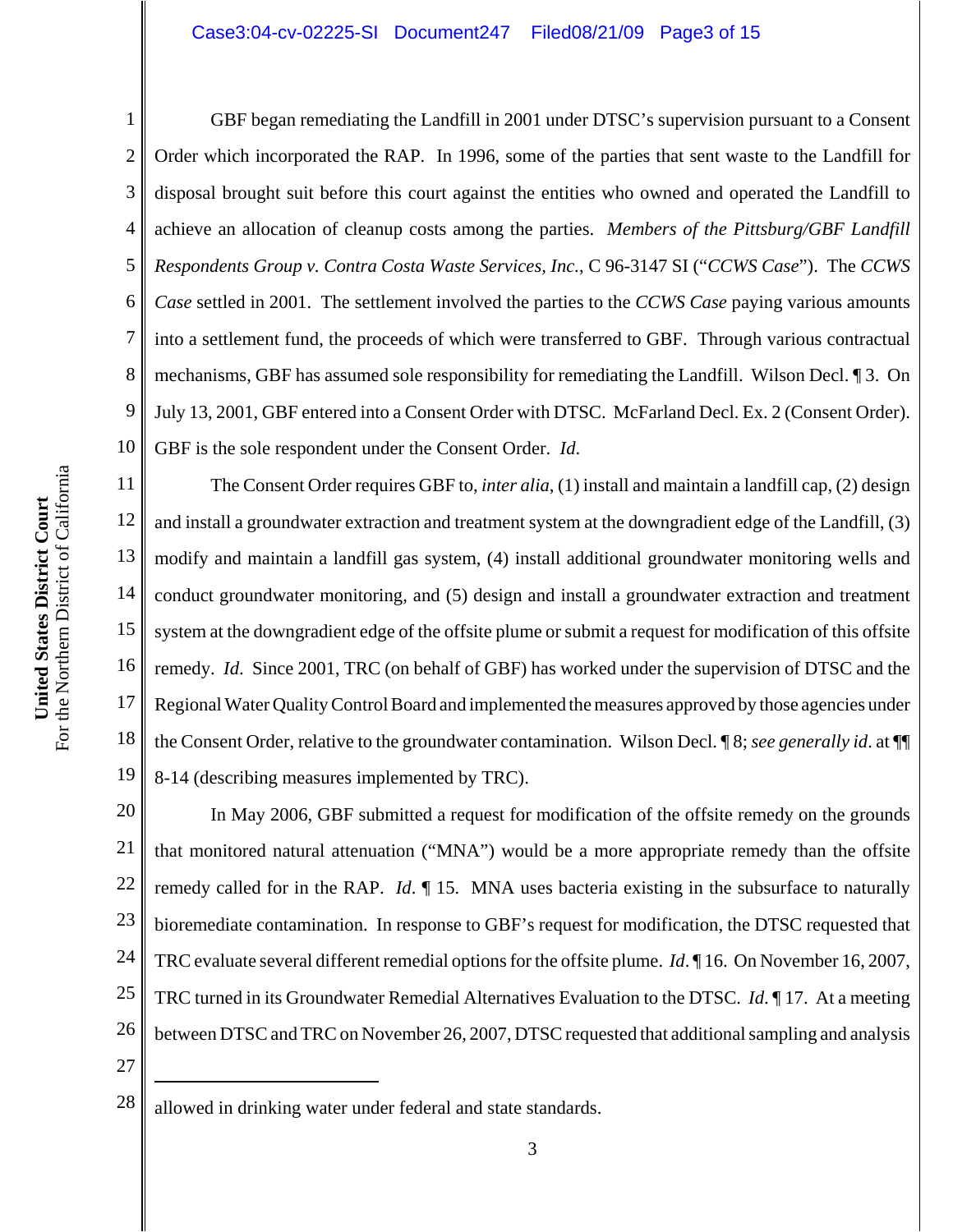GBF began remediating the Landfill in 2001 under DTSC's supervision pursuant to a Consent Order which incorporated the RAP. In 1996, some of the parties that sent waste to the Landfill for disposal brought suit before this court against the entities who owned and operated the Landfill to achieve an allocation of cleanup costs among the parties. *Members of the Pittsburg/GBF Landfill Respondents Group v. Contra Costa Waste Services, Inc.*, C 96-3147 SI ("*CCWS Case*"). The *CCWS Case* settled in 2001. The settlement involved the parties to the *CCWS Case* paying various amounts into a settlement fund, the proceeds of which were transferred to GBF. Through various contractual mechanisms, GBF has assumed sole responsibility for remediating the Landfill. Wilson Decl. ¶ 3. On July 13, 2001, GBF entered into a Consent Order with DTSC. McFarland Decl. Ex. 2 (Consent Order). GBF is the sole respondent under the Consent Order. *Id.*

The Consent Order requires GBF to, *inter alia*, (1) install and maintain a landfill cap, (2) design and install a groundwater extraction and treatment system at the downgradient edge of the Landfill, (3) modify and maintain a landfill gas system, (4) install additional groundwater monitoring wells and conduct groundwater monitoring, and (5) design and install a groundwater extraction and treatment system at the downgradient edge of the offsite plume or submit a request for modification of this offsite remedy. *Id.* Since 2001, TRC (on behalf of GBF) has worked under the supervision of DTSC and the Regional Water Quality Control Board and implemented the measures approved by those agencies under the Consent Order, relative to the groundwater contamination. Wilson Decl. ¶ 8; *see generally id*. at ¶¶ 8-14 (describing measures implemented by TRC).

In May 2006, GBF submitted a request for modification of the offsite remedy on the grounds that monitored natural attenuation ("MNA") would be a more appropriate remedy than the offsite remedy called for in the RAP. *Id*. ¶ 15. MNA uses bacteria existing in the subsurface to naturally bioremediate contamination. In response to GBF's request for modification, the DTSC requested that TRC evaluate several different remedial options for the offsite plume. *Id*. ¶ 16. On November 16, 2007, TRC turned in its Groundwater Remedial Alternatives Evaluation to the DTSC. *Id*. ¶ 17. At a meeting between DTSC and TRC on November 26, 2007, DTSC requested that additional sampling and analysis

---

allowed in drinking water under federal and state standards.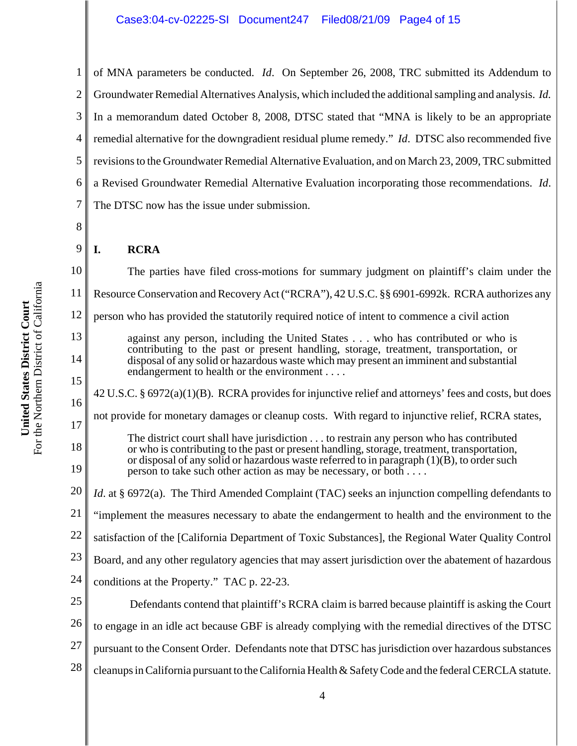of MNA parameters be conducted. *Id*. On September 26, 2008, TRC submitted its Addendum to Groundwater Remedial Alternatives Analysis, which included the additional sampling and analysis. *Id.* In a memorandum dated October 8, 2008, DTSC stated that "MNA is likely to be an appropriate remedial alternative for the downgradient residual plume remedy." *Id*. DTSC also recommended five revisions to the Groundwater Remedial Alternative Evaluation, and on March 23, 2009, TRC submitted a Revised Groundwater Remedial Alternative Evaluation incorporating those recommendations. *Id*. The DTSC now has the issue under submission.

## I. RCRA

The parties have filed cross-motions for summary judgment on plaintiff's claim under the Resource Conservation and Recovery Act ("RCRA"), 42 U.S.C. §§ 6901-6992k. RCRA authorizes any person who has provided the statutorily required notice of intent to commence a civil action

> against any person, including the United States . . . who has contributed or who is contributing to the past or present handling, storage, treatment, transportation, or disposal of any solid or hazardous waste which may present an imminent and substantial endangerment to health or the environment . . . .

42 U.S.C. § 6972(a)(1)(B). RCRA provides for injunctive relief and attorneys' fees and costs, but does not provide for monetary damages or cleanup costs. With regard to injunctive relief, RCRA states,

> The district court shall have jurisdiction . . . to restrain any person who has contributed or who is contributing to the past or present handling, storage, treatment, transportation, or disposal of any solid or hazardous waste referred to in paragraph (1)(B), to order such person to take such other action as may be necessary, or both . . . .

*Id*. at § 6972(a). The Third Amended Complaint (TAC) seeks an injunction compelling defendants to "implement the measures necessary to abate the endangerment to health and the environment to the satisfaction of the [California Department of Toxic Substances], the Regional Water Quality Control Board, and any other regulatory agencies that may assert jurisdiction over the abatement of hazardous conditions at the Property." TAC p. 22-23.

Defendants contend that plaintiff's RCRA claim is barred because plaintiff is asking the Court to engage in an idle act because GBF is already complying with the remedial directives of the DTSC pursuant to the Consent Order. Defendants note that DTSC has jurisdiction over hazardous substances cleanups in California pursuant to the California Health & Safety Code and the federal CERCLA statute.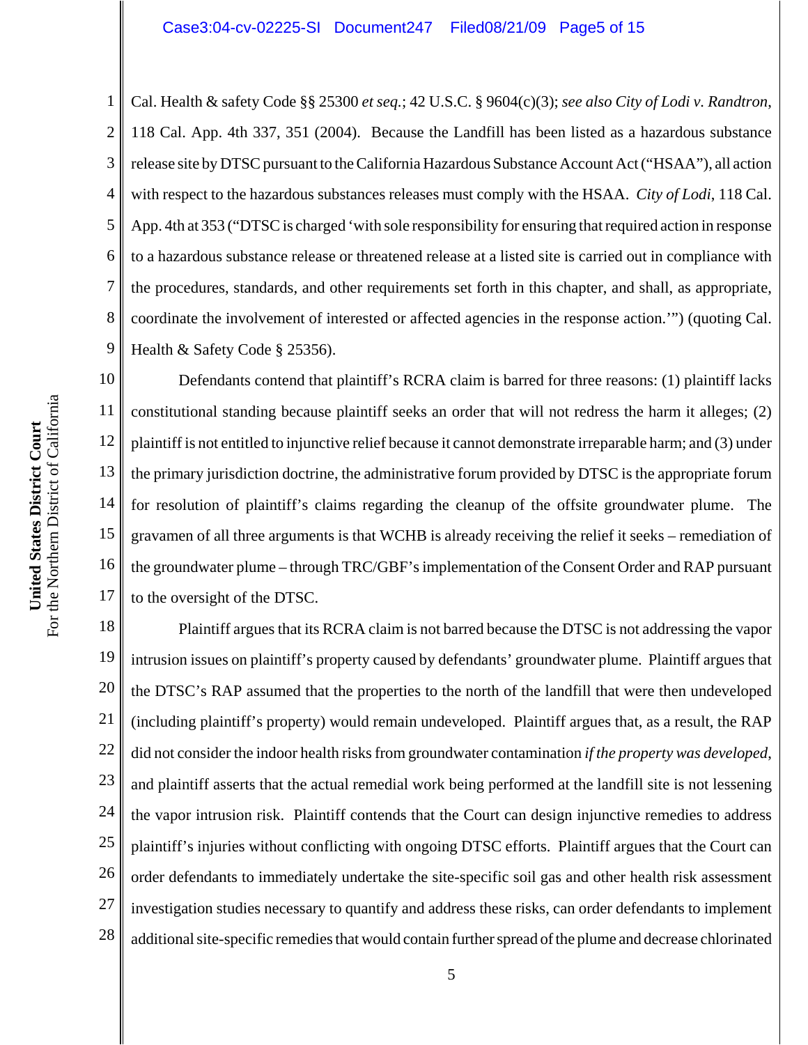Cal. Health & safety Code §§ 25300 *et seq.*; 42 U.S.C. § 9604(c)(3); *see also City of Lodi v. Randtron*, 118 Cal. App. 4th 337, 351 (2004). Because the Landfill has been listed as a hazardous substance release site by DTSC pursuant to the California Hazardous Substance Account Act ("HSAA"), all action with respect to the hazardous substances releases must comply with the HSAA. *City of Lodi*, 118 Cal. App. 4th at 353 ("DTSC is charged 'with sole responsibility for ensuring that required action in response to a hazardous substance release or threatened release at a listed site is carried out in compliance with the procedures, standards, and other requirements set forth in this chapter, and shall, as appropriate, coordinate the involvement of interested or affected agencies in the response action.'") (quoting Cal. Health & Safety Code § 25356).

Defendants contend that plaintiff's RCRA claim is barred for three reasons: (1) plaintiff lacks constitutional standing because plaintiff seeks an order that will not redress the harm it alleges; (2) plaintiff is not entitled to injunctive relief because it cannot demonstrate irreparable harm; and (3) under the primary jurisdiction doctrine, the administrative forum provided by DTSC is the appropriate forum for resolution of plaintiff's claims regarding the cleanup of the offsite groundwater plume. The gravamen of all three arguments is that WCHB is already receiving the relief it seeks – remediation of the groundwater plume – through TRC/GBF's implementation of the Consent Order and RAP pursuant to the oversight of the DTSC.

Plaintiff argues that its RCRA claim is not barred because the DTSC is not addressing the vapor intrusion issues on plaintiff's property caused by defendants' groundwater plume. Plaintiff argues that the DTSC's RAP assumed that the properties to the north of the landfill that were then undeveloped (including plaintiff's property) would remain undeveloped. Plaintiff argues that, as a result, the RAP did not consider the indoor health risks from groundwater contamination *if the property was developed*, and plaintiff asserts that the actual remedial work being performed at the landfill site is not lessening the vapor intrusion risk. Plaintiff contends that the Court can design injunctive remedies to address plaintiff's injuries without conflicting with ongoing DTSC efforts. Plaintiff argues that the Court can order defendants to immediately undertake the site-specific soil gas and other health risk assessment investigation studies necessary to quantify and address these risks, can order defendants to implement additional site-specific remedies that would contain further spread of the plume and decrease chlorinated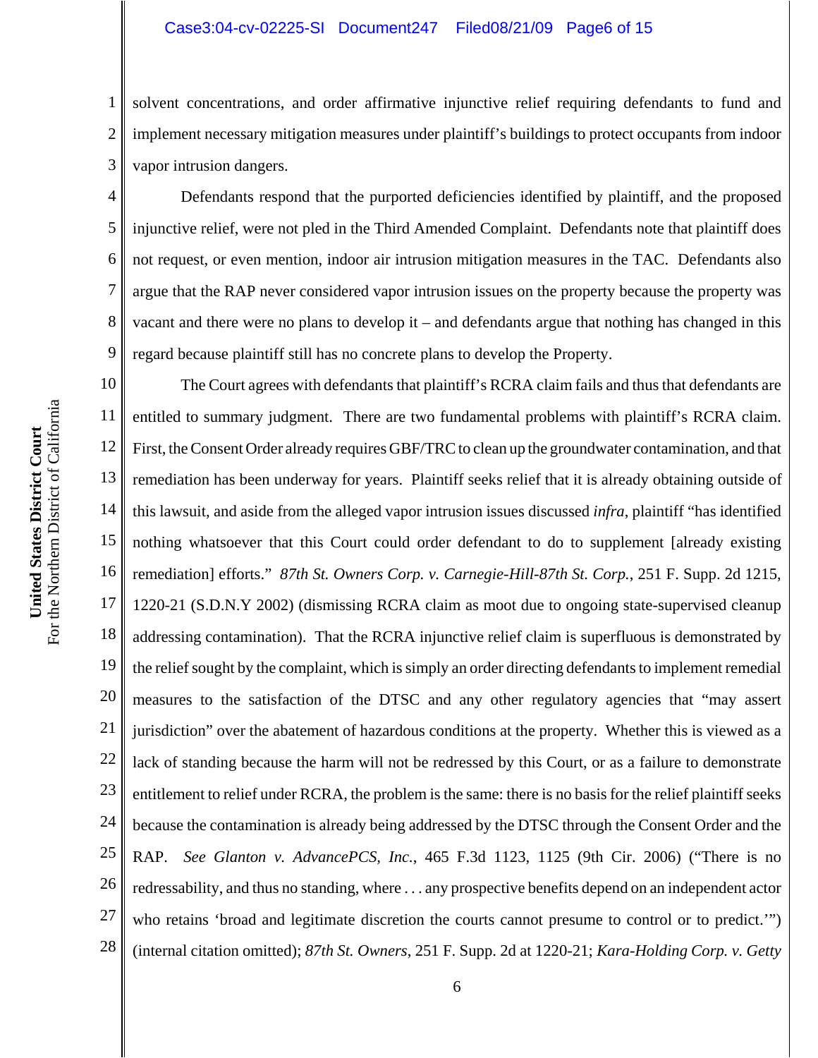solvent concentrations, and order affirmative injunctive relief requiring defendants to fund and implement necessary mitigation measures under plaintiff's buildings to protect occupants from indoor vapor intrusion dangers.

Defendants respond that the purported deficiencies identified by plaintiff, and the proposed injunctive relief, were not pled in the Third Amended Complaint. Defendants note that plaintiff does not request, or even mention, indoor air intrusion mitigation measures in the TAC. Defendants also argue that the RAP never considered vapor intrusion issues on the property because the property was vacant and there were no plans to develop it – and defendants argue that nothing has changed in this regard because plaintiff still has no concrete plans to develop the Property.

The Court agrees with defendants that plaintiff's RCRA claim fails and thus that defendants are entitled to summary judgment. There are two fundamental problems with plaintiff's RCRA claim. First, the Consent Order already requires GBF/TRC to clean up the groundwater contamination, and that remediation has been underway for years. Plaintiff seeks relief that it is already obtaining outside of this lawsuit, and aside from the alleged vapor intrusion issues discussed *infra*, plaintiff "has identified nothing whatsoever that this Court could order defendant to do to supplement [already existing remediation] efforts." *87th St. Owners Corp. v. Carnegie-Hill-87th St. Corp.*, 251 F. Supp. 2d 1215, 1220-21 (S.D.N.Y 2002) (dismissing RCRA claim as moot due to ongoing state-supervised cleanup addressing contamination). That the RCRA injunctive relief claim is superfluous is demonstrated by the relief sought by the complaint, which is simply an order directing defendants to implement remedial measures to the satisfaction of the DTSC and any other regulatory agencies that "may assert jurisdiction" over the abatement of hazardous conditions at the property. Whether this is viewed as a lack of standing because the harm will not be redressed by this Court, or as a failure to demonstrate entitlement to relief under RCRA, the problem is the same: there is no basis for the relief plaintiff seeks because the contamination is already being addressed by the DTSC through the Consent Order and the RAP. *See Glanton v. AdvancePCS, Inc.*, 465 F.3d 1123, 1125 (9th Cir. 2006) ("There is no redressability, and thus no standing, where . . . any prospective benefits depend on an independent actor who retains 'broad and legitimate discretion the courts cannot presume to control or to predict.'") (internal citation omitted); *87th St. Owners*, 251 F. Supp. 2d at 1220-21; *Kara-Holding Corp. v. Getty*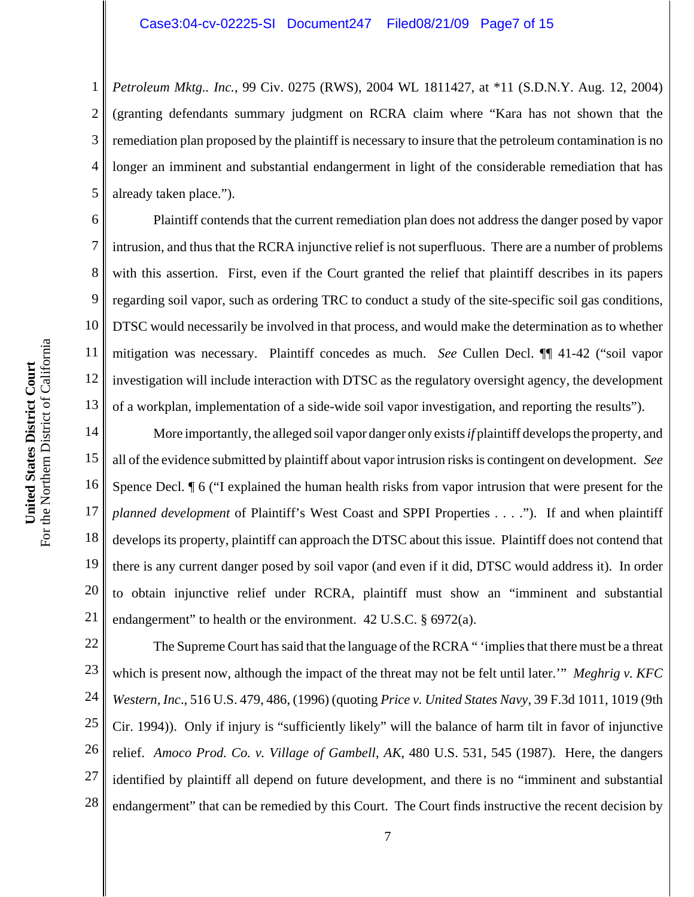*Petroleum Mktg.. Inc.*, 99 Civ. 0275 (RWS), 2004 WL 1811427, at *11 (S.D.N.Y. Aug. 12, 2004) (granting defendants summary judgment on RCRA claim where "Kara has not shown that the remediation plan proposed by the plaintiff is necessary to insure that the petroleum contamination is no longer an imminent and substantial endangerment in light of the considerable remediation that has already taken place.").

Plaintiff contends that the current remediation plan does not address the danger posed by vapor intrusion, and thus that the RCRA injunctive relief is not superfluous. There are a number of problems with this assertion. First, even if the Court granted the relief that plaintiff describes in its papers regarding soil vapor, such as ordering TRC to conduct a study of the site-specific soil gas conditions, DTSC would necessarily be involved in that process, and would make the determination as to whether mitigation was necessary. Plaintiff concedes as much. *See* Cullen Decl. ¶¶ 41-42 ("soil vapor investigation will include interaction with DTSC as the regulatory oversight agency, the development of a workplan, implementation of a side-wide soil vapor investigation, and reporting the results").

More importantly, the alleged soil vapor danger only exists *if* plaintiff develops the property, and all of the evidence submitted by plaintiff about vapor intrusion risks is contingent on development. *See* Spence Decl. ¶ 6 ("I explained the human health risks from vapor intrusion that were present for the *planned development* of Plaintiff's West Coast and SPPI Properties . . . ."). If and when plaintiff develops its property, plaintiff can approach the DTSC about this issue. Plaintiff does not contend that there is any current danger posed by soil vapor (and even if it did, DTSC would address it). In order to obtain injunctive relief under RCRA, plaintiff must show an "imminent and substantial endangerment" to health or the environment. 42 U.S.C. § 6972(a).

The Supreme Court has said that the language of the RCRA " 'implies that there must be a threat which is present now, although the impact of the threat may not be felt until later.'" *Meghrig v. KFC Western, Inc*., 516 U.S. 479, 486, (1996) (quoting *Price v. United States Navy*, 39 F.3d 1011, 1019 (9th Cir. 1994)). Only if injury is "sufficiently likely" will the balance of harm tilt in favor of injunctive relief. *Amoco Prod. Co. v. Village of Gambell, AK*, 480 U.S. 531, 545 (1987). Here, the dangers identified by plaintiff all depend on future development, and there is no "imminent and substantial endangerment" that can be remedied by this Court. The Court finds instructive the recent decision by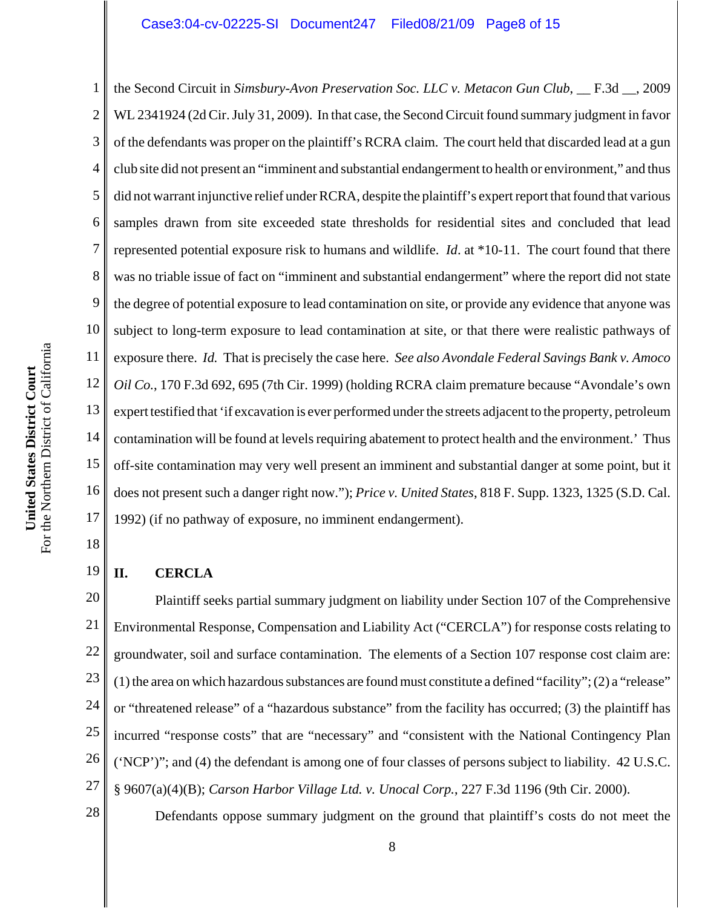the Second Circuit in *Simsbury-Avon Preservation Soc. LLC v. Metacon Gun Club*, __ F.3d __, 2009 WL 2341924 (2d Cir. July 31, 2009). In that case, the Second Circuit found summary judgment in favor of the defendants was proper on the plaintiff's RCRA claim. The court held that discarded lead at a gun club site did not present an "imminent and substantial endangerment to health or environment," and thus did not warrant injunctive relief under RCRA, despite the plaintiff's expert report that found that various samples drawn from site exceeded state thresholds for residential sites and concluded that lead represented potential exposure risk to humans and wildlife. *Id*. at *10-11. The court found that there was no triable issue of fact on "imminent and substantial endangerment" where the report did not state the degree of potential exposure to lead contamination on site, or provide any evidence that anyone was subject to long-term exposure to lead contamination at site, or that there were realistic pathways of exposure there. *Id.* That is precisely the case here. *See also Avondale Federal Savings Bank v. Amoco Oil Co.*, 170 F.3d 692, 695 (7th Cir. 1999) (holding RCRA claim premature because "Avondale's own expert testified that 'if excavation is ever performed under the streets adjacent to the property, petroleum contamination will be found at levels requiring abatement to protect health and the environment.' Thus off-site contamination may very well present an imminent and substantial danger at some point, but it does not present such a danger right now."); *Price v. United States*, 818 F. Supp. 1323, 1325 (S.D. Cal. 1992) (if no pathway of exposure, no imminent endangerment).

## II. CERCLA

Plaintiff seeks partial summary judgment on liability under Section 107 of the Comprehensive Environmental Response, Compensation and Liability Act ("CERCLA") for response costs relating to groundwater, soil and surface contamination. The elements of a Section 107 response cost claim are: (1) the area on which hazardous substances are found must constitute a defined "facility"; (2) a "release" or "threatened release" of a "hazardous substance" from the facility has occurred; (3) the plaintiff has incurred "response costs" that are "necessary" and "consistent with the National Contingency Plan ('NCP')"; and (4) the defendant is among one of four classes of persons subject to liability. 42 U.S.C. § 9607(a)(4)(B); *Carson Harbor Village Ltd. v. Unocal Corp.*, 227 F.3d 1196 (9th Cir. 2000).

Defendants oppose summary judgment on the ground that plaintiff's costs do not meet the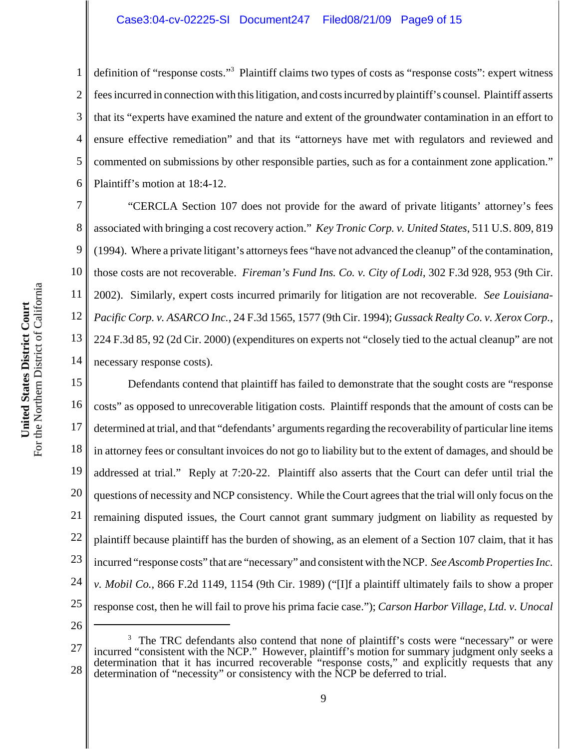definition of "response costs."[3] Plaintiff claims two types of costs as "response costs": expert witness fees incurred in connection with this litigation, and costs incurred by plaintiff's counsel. Plaintiff asserts that its "experts have examined the nature and extent of the groundwater contamination in an effort to ensure effective remediation" and that its "attorneys have met with regulators and reviewed and commented on submissions by other responsible parties, such as for a containment zone application." Plaintiff's motion at 18:4-12.

"CERCLA Section 107 does not provide for the award of private litigants' attorney's fees associated with bringing a cost recovery action." *Key Tronic Corp. v. United States*, 511 U.S. 809, 819 (1994). Where a private litigant's attorneys fees "have not advanced the cleanup" of the contamination, those costs are not recoverable. *Fireman's Fund Ins. Co. v. City of Lodi*, 302 F.3d 928, 953 (9th Cir. 2002). Similarly, expert costs incurred primarily for litigation are not recoverable. *See Louisiana-Pacific Corp. v. ASARCO Inc.*, 24 F.3d 1565, 1577 (9th Cir. 1994); *Gussack Realty Co. v. Xerox Corp.*, 224 F.3d 85, 92 (2d Cir. 2000) (expenditures on experts not "closely tied to the actual cleanup" are not necessary response costs).

Defendants contend that plaintiff has failed to demonstrate that the sought costs are "response costs" as opposed to unrecoverable litigation costs. Plaintiff responds that the amount of costs can be determined at trial, and that "defendants' arguments regarding the recoverability of particular line items in attorney fees or consultant invoices do not go to liability but to the extent of damages, and should be addressed at trial." Reply at 7:20-22. Plaintiff also asserts that the Court can defer until trial the questions of necessity and NCP consistency. While the Court agrees that the trial will only focus on the remaining disputed issues, the Court cannot grant summary judgment on liability as requested by plaintiff because plaintiff has the burden of showing, as an element of a Section 107 claim, that it has incurred "response costs" that are "necessary" and consistent with the NCP. *See Ascomb Properties Inc. v. Mobil Co.*, 866 F.2d 1149, 1154 (9th Cir. 1989) ("[I]f a plaintiff ultimately fails to show a proper response cost, then he will fail to prove his prima facie case."); *Carson Harbor Village, Ltd. v. Unocal*

---

[3] The TRC defendants also contend that none of plaintiff's costs were "necessary" or were incurred "consistent with the NCP." However, plaintiff's motion for summary judgment only seeks a determination that it has incurred recoverable "response costs," and explicitly requests that any determination of "necessity" or consistency with the NCP be deferred to trial.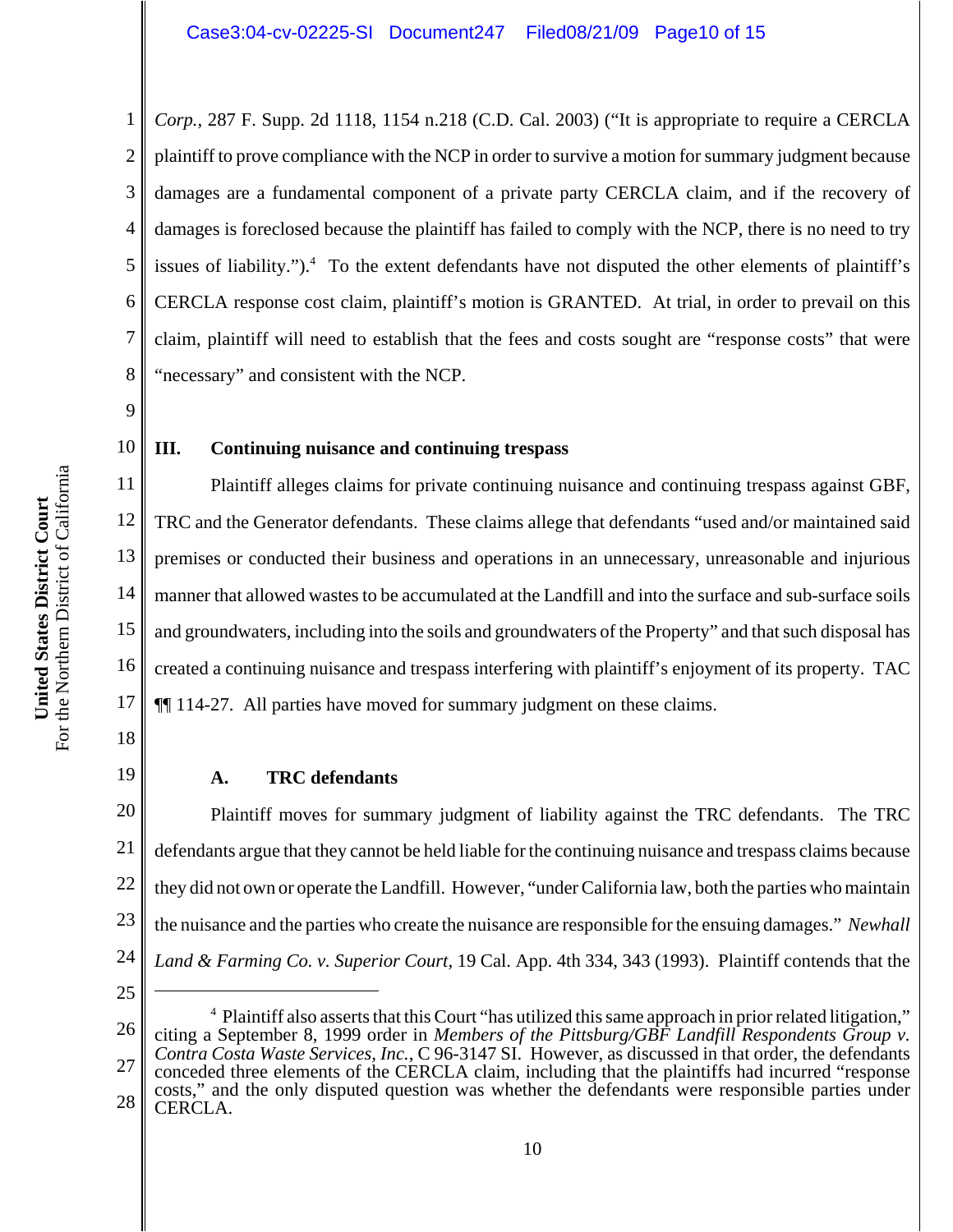*Corp.*, 287 F. Supp. 2d 1118, 1154 n.218 (C.D. Cal. 2003) ("It is appropriate to require a CERCLA plaintiff to prove compliance with the NCP in order to survive a motion for summary judgment because damages are a fundamental component of a private party CERCLA claim, and if the recovery of damages is foreclosed because the plaintiff has failed to comply with the NCP, there is no need to try issues of liability.").[4] To the extent defendants have not disputed the other elements of plaintiff's CERCLA response cost claim, plaintiff's motion is GRANTED. At trial, in order to prevail on this claim, plaintiff will need to establish that the fees and costs sought are "response costs" that were "necessary" and consistent with the NCP.

## III. Continuing nuisance and continuing trespass

Plaintiff alleges claims for private continuing nuisance and continuing trespass against GBF, TRC and the Generator defendants. These claims allege that defendants "used and/or maintained said premises or conducted their business and operations in an unnecessary, unreasonable and injurious manner that allowed wastes to be accumulated at the Landfill and into the surface and sub-surface soils and groundwaters, including into the soils and groundwaters of the Property" and that such disposal has created a continuing nuisance and trespass interfering with plaintiff's enjoyment of its property. TAC ¶¶ 114-27. All parties have moved for summary judgment on these claims.

### A. TRC defendants

Plaintiff moves for summary judgment of liability against the TRC defendants. The TRC defendants argue that they cannot be held liable for the continuing nuisance and trespass claims because they did not own or operate the Landfill. However, "under California law, both the parties who maintain the nuisance and the parties who create the nuisance are responsible for the ensuing damages." *Newhall Land & Farming Co. v. Superior Court*, 19 Cal. App. 4th 334, 343 (1993). Plaintiff contends that the

---

[4] Plaintiff also asserts that this Court "has utilized this same approach in prior related litigation," citing a September 8, 1999 order in *Members of the Pittsburg/GBF Landfill Respondents Group v. Contra Costa Waste Services, Inc.*, C 96-3147 SI. However, as discussed in that order, the defendants conceded three elements of the CERCLA claim, including that the plaintiffs had incurred "response costs," and the only disputed question was whether the defendants were responsible parties under CERCLA.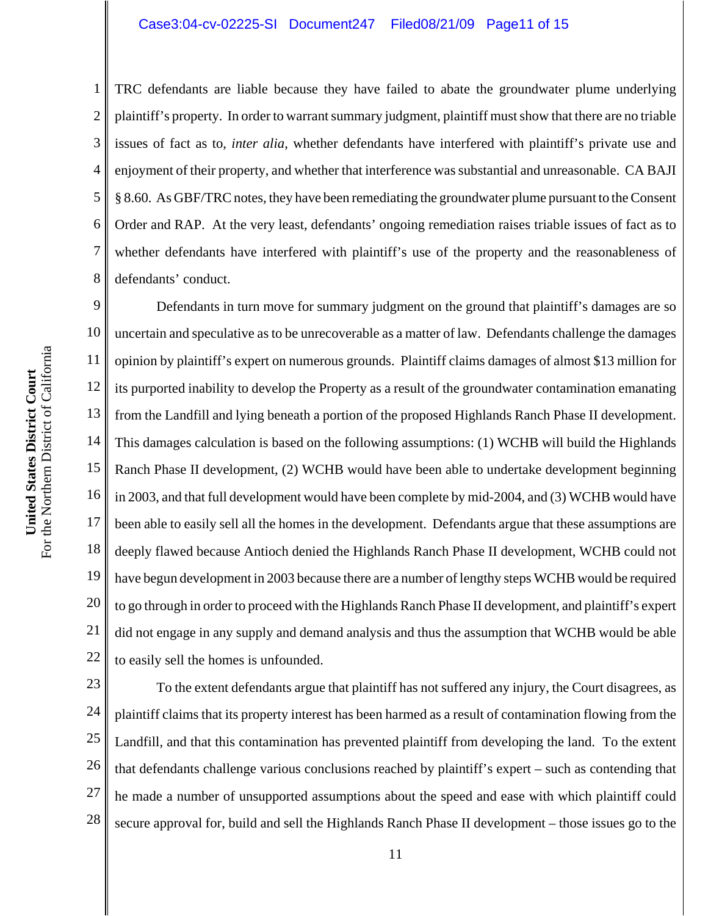TRC defendants are liable because they have failed to abate the groundwater plume underlying plaintiff's property. In order to warrant summary judgment, plaintiff must show that there are no triable issues of fact as to, *inter alia*, whether defendants have interfered with plaintiff's private use and enjoyment of their property, and whether that interference was substantial and unreasonable. CA BAJI § 8.60. As GBF/TRC notes, they have been remediating the groundwater plume pursuant to the Consent Order and RAP. At the very least, defendants' ongoing remediation raises triable issues of fact as to whether defendants have interfered with plaintiff's use of the property and the reasonableness of defendants' conduct.

Defendants in turn move for summary judgment on the ground that plaintiff's damages are so uncertain and speculative as to be unrecoverable as a matter of law. Defendants challenge the damages opinion by plaintiff's expert on numerous grounds. Plaintiff claims damages of almost $13 million for its purported inability to develop the Property as a result of the groundwater contamination emanating from the Landfill and lying beneath a portion of the proposed Highlands Ranch Phase II development. This damages calculation is based on the following assumptions: (1) WCHB will build the Highlands Ranch Phase II development, (2) WCHB would have been able to undertake development beginning in 2003, and that full development would have been complete by mid-2004, and (3) WCHB would have been able to easily sell all the homes in the development. Defendants argue that these assumptions are deeply flawed because Antioch denied the Highlands Ranch Phase II development, WCHB could not have begun development in 2003 because there are a number of lengthy steps WCHB would be required to go through in order to proceed with the Highlands Ranch Phase II development, and plaintiff's expert did not engage in any supply and demand analysis and thus the assumption that WCHB would be able to easily sell the homes is unfounded.

To the extent defendants argue that plaintiff has not suffered any injury, the Court disagrees, as plaintiff claims that its property interest has been harmed as a result of contamination flowing from the Landfill, and that this contamination has prevented plaintiff from developing the land. To the extent that defendants challenge various conclusions reached by plaintiff's expert – such as contending that he made a number of unsupported assumptions about the speed and ease with which plaintiff could secure approval for, build and sell the Highlands Ranch Phase II development – those issues go to the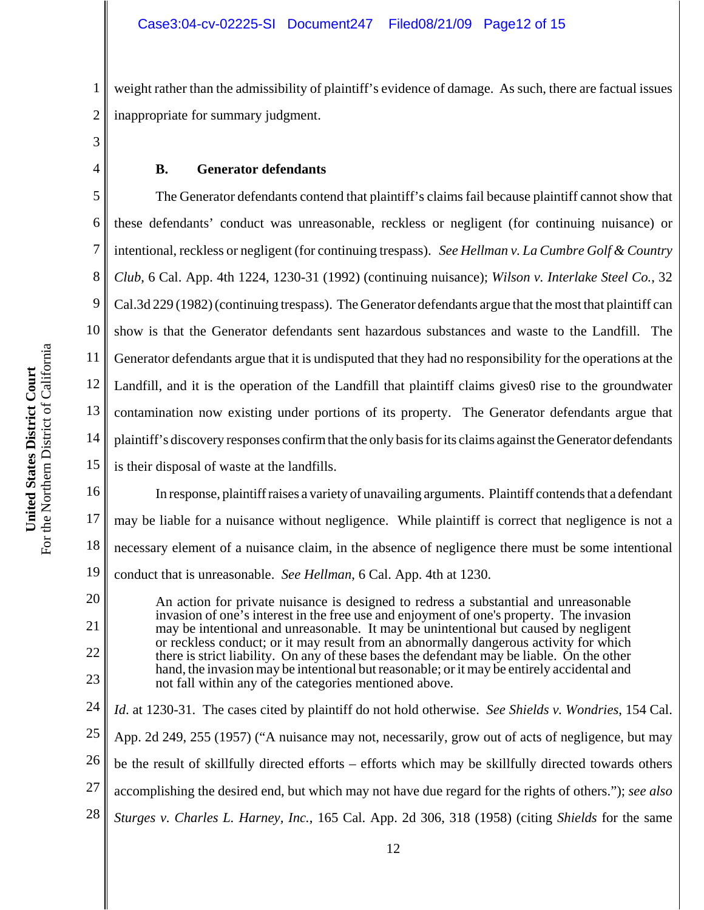weight rather than the admissibility of plaintiff's evidence of damage. As such, there are factual issues inappropriate for summary judgment.

### B. Generator defendants

The Generator defendants contend that plaintiff's claims fail because plaintiff cannot show that these defendants' conduct was unreasonable, reckless or negligent (for continuing nuisance) or intentional, reckless or negligent (for continuing trespass). *See Hellman v. La Cumbre Golf & Country Club*, 6 Cal. App. 4th 1224, 1230-31 (1992) (continuing nuisance); *Wilson v. Interlake Steel Co.*, 32 Cal.3d 229 (1982) (continuing trespass). The Generator defendants argue that the most that plaintiff can show is that the Generator defendants sent hazardous substances and waste to the Landfill. The Generator defendants argue that it is undisputed that they had no responsibility for the operations at the Landfill, and it is the operation of the Landfill that plaintiff claims gives0 rise to the groundwater contamination now existing under portions of its property. The Generator defendants argue that plaintiff's discovery responses confirm that the only basis for its claims against the Generator defendants is their disposal of waste at the landfills.

In response, plaintiff raises a variety of unavailing arguments. Plaintiff contends that a defendant may be liable for a nuisance without negligence. While plaintiff is correct that negligence is not a necessary element of a nuisance claim, in the absence of negligence there must be some intentional conduct that is unreasonable. *See Hellman*, 6 Cal. App. 4th at 1230.

> An action for private nuisance is designed to redress a substantial and unreasonable invasion of one's interest in the free use and enjoyment of one's property. The invasion may be intentional and unreasonable. It may be unintentional but caused by negligent or reckless conduct; or it may result from an abnormally dangerous activity for which there is strict liability. On any of these bases the defendant may be liable. On the other hand, the invasion may be intentional but reasonable; or it may be entirely accidental and not fall within any of the categories mentioned above.

*Id*. at 1230-31. The cases cited by plaintiff do not hold otherwise. *See Shields v. Wondries*, 154 Cal. App. 2d 249, 255 (1957) ("A nuisance may not, necessarily, grow out of acts of negligence, but may be the result of skillfully directed efforts – efforts which may be skillfully directed towards others accomplishing the desired end, but which may not have due regard for the rights of others."); *see also Sturges v. Charles L. Harney, Inc.*, 165 Cal. App. 2d 306, 318 (1958) (citing *Shields* for the same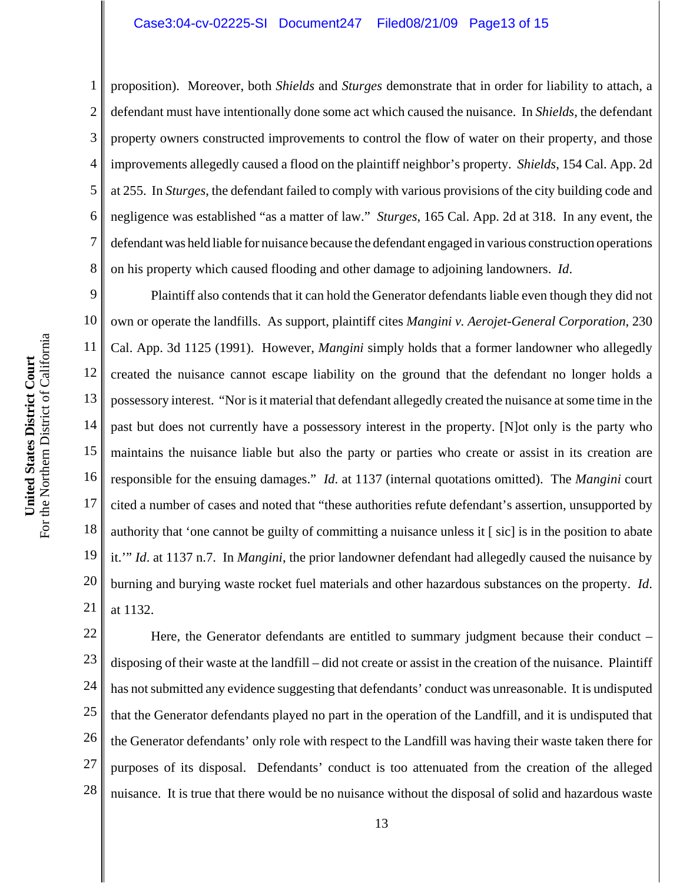proposition). Moreover, both *Shields* and *Sturges* demonstrate that in order for liability to attach, a defendant must have intentionally done some act which caused the nuisance. In *Shields*, the defendant property owners constructed improvements to control the flow of water on their property, and those improvements allegedly caused a flood on the plaintiff neighbor's property. *Shields*, 154 Cal. App. 2d at 255. In *Sturges*, the defendant failed to comply with various provisions of the city building code and negligence was established "as a matter of law." *Sturges*, 165 Cal. App. 2d at 318. In any event, the defendant was held liable for nuisance because the defendant engaged in various construction operations on his property which caused flooding and other damage to adjoining landowners. *Id*.

Plaintiff also contends that it can hold the Generator defendants liable even though they did not own or operate the landfills. As support, plaintiff cites *Mangini v. Aerojet-General Corporation*, 230 Cal. App. 3d 1125 (1991). However, *Mangini* simply holds that a former landowner who allegedly created the nuisance cannot escape liability on the ground that the defendant no longer holds a possessory interest. "Nor is it material that defendant allegedly created the nuisance at some time in the past but does not currently have a possessory interest in the property. [N]ot only is the party who maintains the nuisance liable but also the party or parties who create or assist in its creation are responsible for the ensuing damages." *Id*. at 1137 (internal quotations omitted). The *Mangini* court cited a number of cases and noted that "these authorities refute defendant's assertion, unsupported by authority that 'one cannot be guilty of committing a nuisance unless it [ sic] is in the position to abate it.'" *Id*. at 1137 n.7. In *Mangini*, the prior landowner defendant had allegedly caused the nuisance by burning and burying waste rocket fuel materials and other hazardous substances on the property. *Id*. at 1132.

Here, the Generator defendants are entitled to summary judgment because their conduct – disposing of their waste at the landfill – did not create or assist in the creation of the nuisance. Plaintiff has not submitted any evidence suggesting that defendants' conduct was unreasonable. It is undisputed that the Generator defendants played no part in the operation of the Landfill, and it is undisputed that the Generator defendants' only role with respect to the Landfill was having their waste taken there for purposes of its disposal. Defendants' conduct is too attenuated from the creation of the alleged nuisance. It is true that there would be no nuisance without the disposal of solid and hazardous waste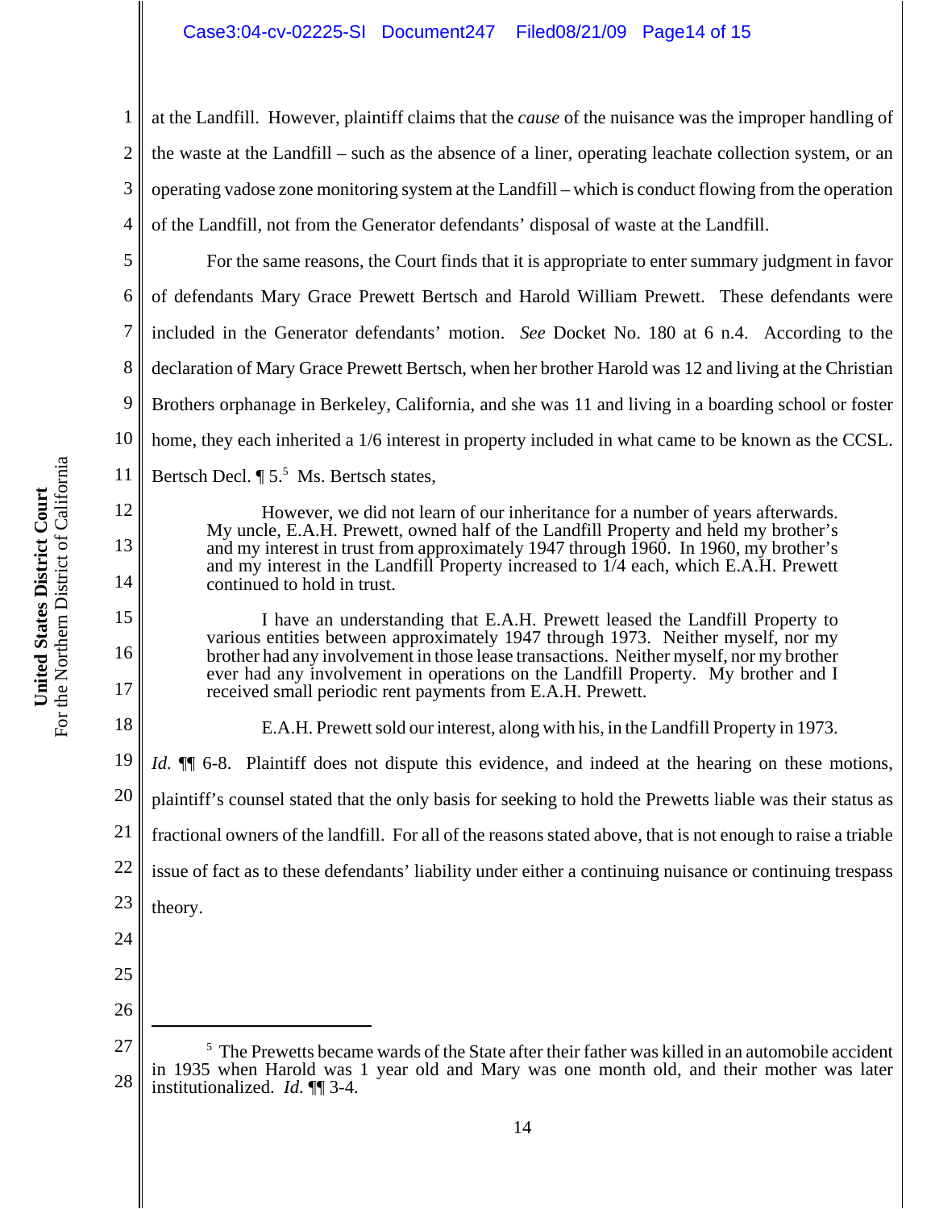at the Landfill. However, plaintiff claims that the *cause* of the nuisance was the improper handling of the waste at the Landfill – such as the absence of a liner, operating leachate collection system, or an operating vadose zone monitoring system at the Landfill – which is conduct flowing from the operation of the Landfill, not from the Generator defendants' disposal of waste at the Landfill.

For the same reasons, the Court finds that it is appropriate to enter summary judgment in favor of defendants Mary Grace Prewett Bertsch and Harold William Prewett. These defendants were included in the Generator defendants' motion. *See* Docket No. 180 at 6 n.4. According to the declaration of Mary Grace Prewett Bertsch, when her brother Harold was 12 and living at the Christian Brothers orphanage in Berkeley, California, and she was 11 and living in a boarding school or foster home, they each inherited a 1/6 interest in property included in what came to be known as the CCSL. Bertsch Decl. ¶ 5.[5] Ms. Bertsch states,

> However, we did not learn of our inheritance for a number of years afterwards. My uncle, E.A.H. Prewett, owned half of the Landfill Property and held my brother's and my interest in trust from approximately 1947 through 1960. In 1960, my brother's and my interest in the Landfill Property increased to 1/4 each, which E.A.H. Prewett continued to hold in trust.
>
> I have an understanding that E.A.H. Prewett leased the Landfill Property to various entities between approximately 1947 through 1973. Neither myself, nor my brother had any involvement in those lease transactions. Neither myself, nor my brother ever had any involvement in operations on the Landfill Property. My brother and I received small periodic rent payments from E.A.H. Prewett.
>
> E.A.H. Prewett sold our interest, along with his, in the Landfill Property in 1973.

*Id.* ¶¶ 6-8. Plaintiff does not dispute this evidence, and indeed at the hearing on these motions, plaintiff's counsel stated that the only basis for seeking to hold the Prewetts liable was their status as fractional owners of the landfill. For all of the reasons stated above, that is not enough to raise a triable issue of fact as to these defendants' liability under either a continuing nuisance or continuing trespass theory.

---

[5] The Prewetts became wards of the State after their father was killed in an automobile accident in 1935 when Harold was 1 year old and Mary was one month old, and their mother was later institutionalized. *Id.* ¶¶ 3-4.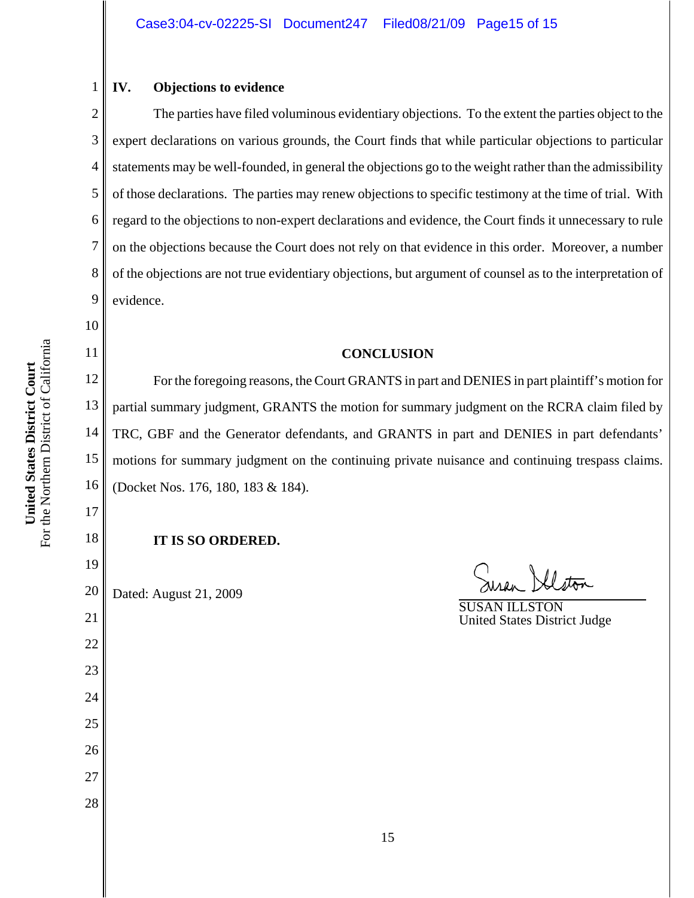## IV. Objections to evidence

The parties have filed voluminous evidentiary objections. To the extent the parties object to the expert declarations on various grounds, the Court finds that while particular objections to particular statements may be well-founded, in general the objections go to the weight rather than the admissibility of those declarations. The parties may renew objections to specific testimony at the time of trial. With regard to the objections to non-expert declarations and evidence, the Court finds it unnecessary to rule on the objections because the Court does not rely on that evidence in this order. Moreover, a number of the objections are not true evidentiary objections, but argument of counsel as to the interpretation of evidence.

## CONCLUSION

For the foregoing reasons, the Court GRANTS in part and DENIES in part plaintiff's motion for partial summary judgment, GRANTS the motion for summary judgment on the RCRA claim filed by TRC, GBF and the Generator defendants, and GRANTS in part and DENIES in part defendants' motions for summary judgment on the continuing private nuisance and continuing trespass claims. (Docket Nos. 176, 180, 183 & 184).

**IT IS SO ORDERED.**

Dated: August 21, 2009

SUSAN ILLSTON
United States District Judge